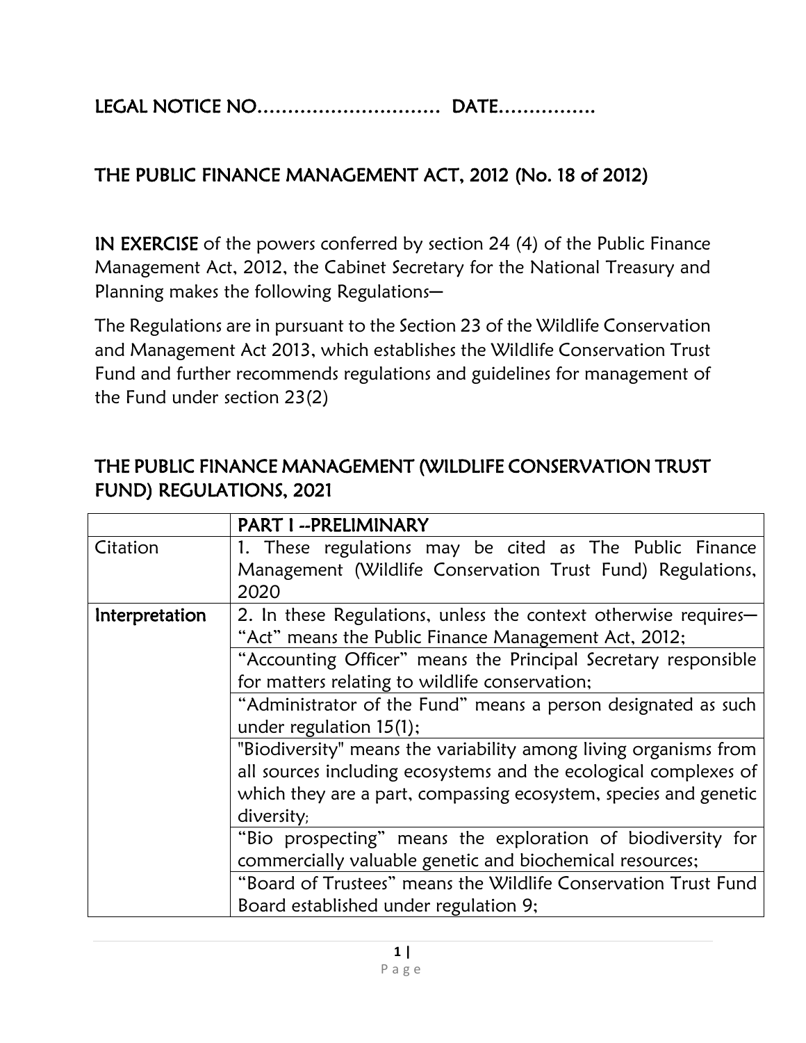LEGAL NOTICE NO………………………… DATE…………….

## THE PUBLIC FINANCE MANAGEMENT ACT, 2012 (No. 18 of 2012)

**IN EXERCISE** of the powers conferred by section 24 (4) of the Public Finance Management Act, 2012, the Cabinet Secretary for the National Treasury and Planning makes the following Regulations—

The Regulations are in pursuant to the Section 23 of the Wildlife Conservation and Management Act 2013, which establishes the Wildlife Conservation Trust Fund and further recommends regulations and guidelines for management of the Fund under section 23(2)

## THE PUBLIC FINANCE MANAGEMENT (WILDLIFE CONSERVATION TRUST FUND) REGULATIONS, 2021

| | PART I --PRELIMINARY |
|---|---|
| Citation | 1. These regulations may be cited as The Public Finance Management (Wildlife Conservation Trust Fund) Regulations, 2020 |
| Interpretation | 2. In these Regulations, unless the context otherwise requires— "Act" means the Public Finance Management Act, 2012; |
| | "Accounting Officer" means the Principal Secretary responsible for matters relating to wildlife conservation; |
| | "Administrator of the Fund" means a person designated as such under regulation 15(1); |
| | "Biodiversity" means the variability among living organisms from all sources including ecosystems and the ecological complexes of which they are a part, compassing ecosystem, species and genetic diversity; |
| | "Bio prospecting" means the exploration of biodiversity for commercially valuable genetic and biochemical resources; |
| | "Board of Trustees" means the Wildlife Conservation Trust Fund Board established under regulation 9; |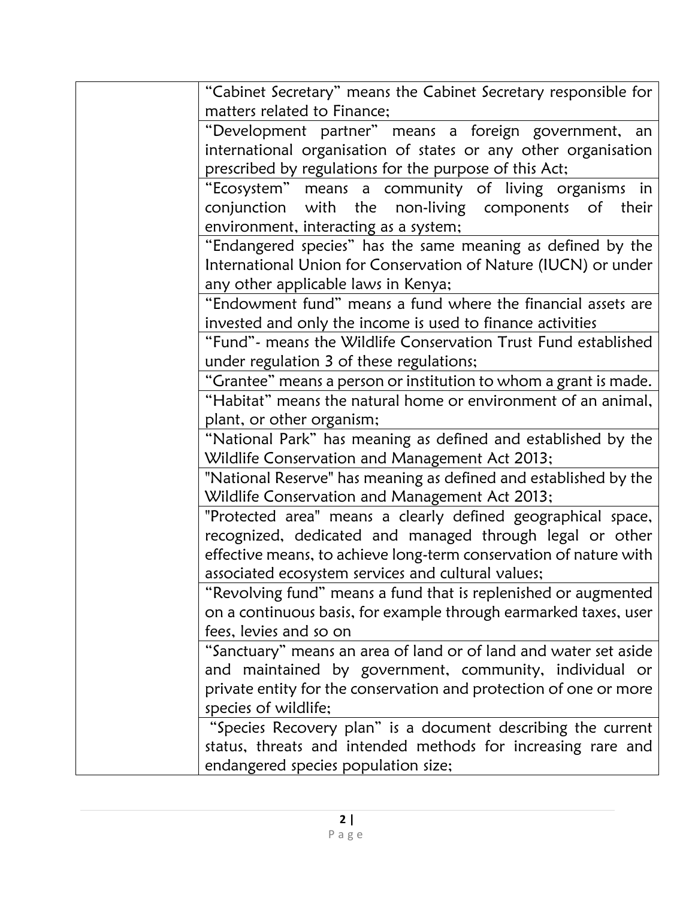|  |  |
|---|---|
|  | "Cabinet Secretary" means the Cabinet Secretary responsible for matters related to Finance; |
|  | "Development partner" means a foreign government, an international organisation of states or any other organisation prescribed by regulations for the purpose of this Act; |
|  | "Ecosystem" means a community of living organisms in conjunction with the non-living components of their environment, interacting as a system; |
|  | "Endangered species" has the same meaning as defined by the International Union for Conservation of Nature (IUCN) or under any other applicable laws in Kenya; |
|  | "Endowment fund" means a fund where the financial assets are invested and only the income is used to finance activities |
|  | "Fund"- means the Wildlife Conservation Trust Fund established under regulation 3 of these regulations; |
|  | "Grantee" means a person or institution to whom a grant is made. |
|  | "Habitat" means the natural home or environment of an animal, plant, or other organism; |
|  | "National Park" has meaning as defined and established by the Wildlife Conservation and Management Act 2013; |
|  | "National Reserve" has meaning as defined and established by the Wildlife Conservation and Management Act 2013; |
|  | "Protected area" means a clearly defined geographical space, recognized, dedicated and managed through legal or other effective means, to achieve long-term conservation of nature with associated ecosystem services and cultural values; |
|  | "Revolving fund" means a fund that is replenished or augmented on a continuous basis, for example through earmarked taxes, user fees, levies and so on |
|  | "Sanctuary" means an area of land or of land and water set aside and maintained by government, community, individual or private entity for the conservation and protection of one or more species of wildlife; |
|  | "Species Recovery plan" is a document describing the current status, threats and intended methods for increasing rare and endangered species population size; |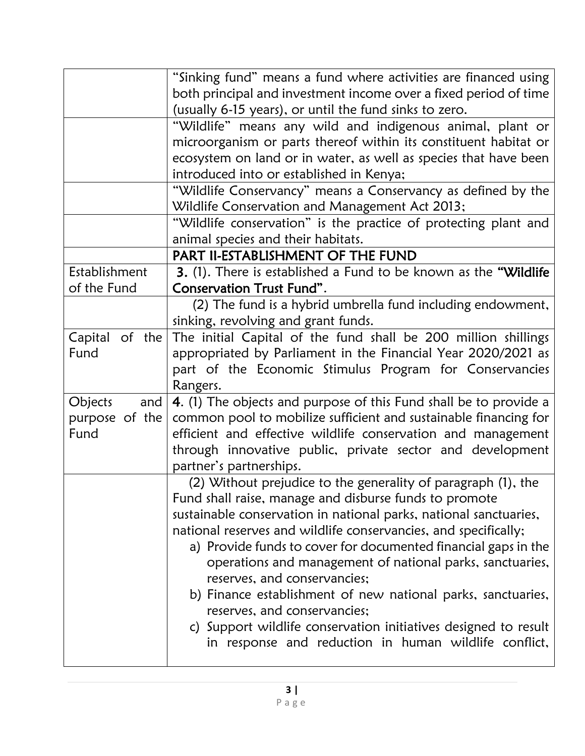| | |
|---|---|
| | "Sinking fund" means a fund where activities are financed using both principal and investment income over a fixed period of time (usually 6-15 years), or until the fund sinks to zero. |
| | "Wildlife" means any wild and indigenous animal, plant or microorganism or parts thereof within its constituent habitat or ecosystem on land or in water, as well as species that have been introduced into or established in Kenya; |
| | "Wildlife Conservancy" means a Conservancy as defined by the Wildlife Conservation and Management Act 2013; |
| | "Wildlife conservation" is the practice of protecting plant and animal species and their habitats. |
| | **PART II-ESTABLISHMENT OF THE FUND** |
| Establishment of the Fund | **3.** (1). There is established a Fund to be known as the **"Wildlife Conservation Trust Fund"**. |
| | (2) The fund is a hybrid umbrella fund including endowment, sinking, revolving and grant funds. |
| Capital of the Fund | The initial Capital of the fund shall be 200 million shillings appropriated by Parliament in the Financial Year 2020/2021 as part of the Economic Stimulus Program for Conservancies Rangers. |
| Objects and purpose of the Fund | **4**. (1) The objects and purpose of this Fund shall be to provide a common pool to mobilize sufficient and sustainable financing for efficient and effective wildlife conservation and management through innovative public, private sector and development partner's partnerships. |
| | (2) Without prejudice to the generality of paragraph (1), the Fund shall raise, manage and disburse funds to promote sustainable conservation in national parks, national sanctuaries, national reserves and wildlife conservancies, and specifically;<br>a) Provide funds to cover for documented financial gaps in the operations and management of national parks, sanctuaries, reserves, and conservancies;<br>b) Finance establishment of new national parks, sanctuaries, reserves, and conservancies;<br>c) Support wildlife conservation initiatives designed to result in response and reduction in human wildlife conflict, |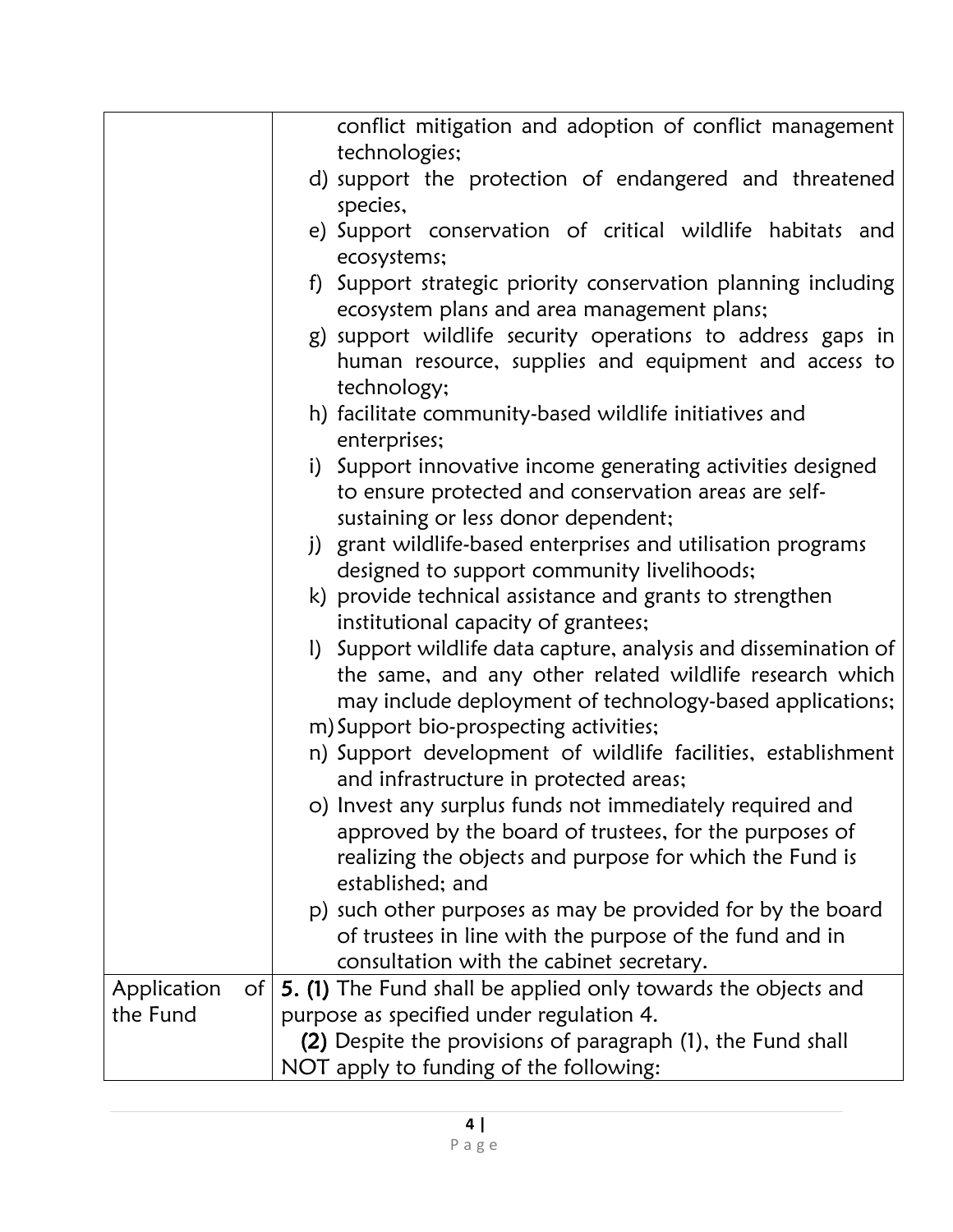| | |
|---|---|
| | conflict mitigation and adoption of conflict management technologies;<br>d) support the protection of endangered and threatened species,<br>e) Support conservation of critical wildlife habitats and ecosystems;<br>f) Support strategic priority conservation planning including ecosystem plans and area management plans;<br>g) support wildlife security operations to address gaps in human resource, supplies and equipment and access to technology;<br>h) facilitate community-based wildlife initiatives and enterprises;<br>i) Support innovative income generating activities designed to ensure protected and conservation areas are self-sustaining or less donor dependent;<br>j) grant wildlife-based enterprises and utilisation programs designed to support community livelihoods;<br>k) provide technical assistance and grants to strengthen institutional capacity of grantees;<br>l) Support wildlife data capture, analysis and dissemination of the same, and any other related wildlife research which may include deployment of technology-based applications;<br>m) Support bio-prospecting activities;<br>n) Support development of wildlife facilities, establishment and infrastructure in protected areas;<br>o) Invest any surplus funds not immediately required and approved by the board of trustees, for the purposes of realizing the objects and purpose for which the Fund is established; and<br>p) such other purposes as may be provided for by the board of trustees in line with the purpose of the fund and in consultation with the cabinet secretary. |
| Application of the Fund | **5. (1)** The Fund shall be applied only towards the objects and purpose as specified under regulation 4.<br>**(2)** Despite the provisions of paragraph (1), the Fund shall NOT apply to funding of the following: |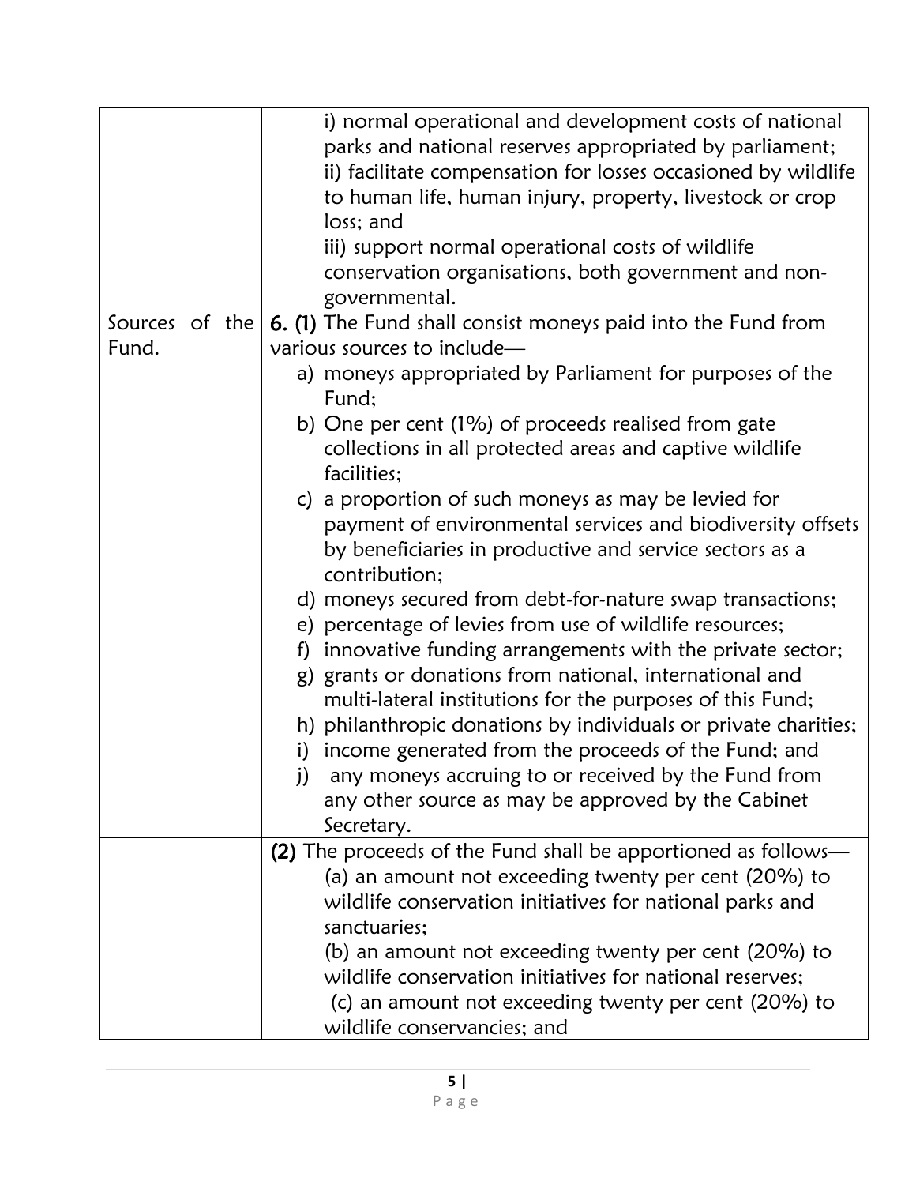| | |
|---|---|
| | i) normal operational and development costs of national parks and national reserves appropriated by parliament;<br>ii) facilitate compensation for losses occasioned by wildlife to human life, human injury, property, livestock or crop loss; and<br>iii) support normal operational costs of wildlife conservation organisations, both government and non-governmental. |
| Sources of the Fund. | **6. (1)** The Fund shall consist moneys paid into the Fund from various sources to include—<br>a) moneys appropriated by Parliament for purposes of the Fund;<br>b) One per cent (1%) of proceeds realised from gate collections in all protected areas and captive wildlife facilities;<br>c) a proportion of such moneys as may be levied for payment of environmental services and biodiversity offsets by beneficiaries in productive and service sectors as a contribution;<br>d) moneys secured from debt-for-nature swap transactions;<br>e) percentage of levies from use of wildlife resources;<br>f) innovative funding arrangements with the private sector;<br>g) grants or donations from national, international and multi-lateral institutions for the purposes of this Fund;<br>h) philanthropic donations by individuals or private charities;<br>i) income generated from the proceeds of the Fund; and<br>j) any moneys accruing to or received by the Fund from any other source as may be approved by the Cabinet Secretary. |
| | **(2)** The proceeds of the Fund shall be apportioned as follows—<br>(a) an amount not exceeding twenty per cent (20%) to wildlife conservation initiatives for national parks and sanctuaries;<br>(b) an amount not exceeding twenty per cent (20%) to wildlife conservation initiatives for national reserves;<br>(c) an amount not exceeding twenty per cent (20%) to wildlife conservancies; and |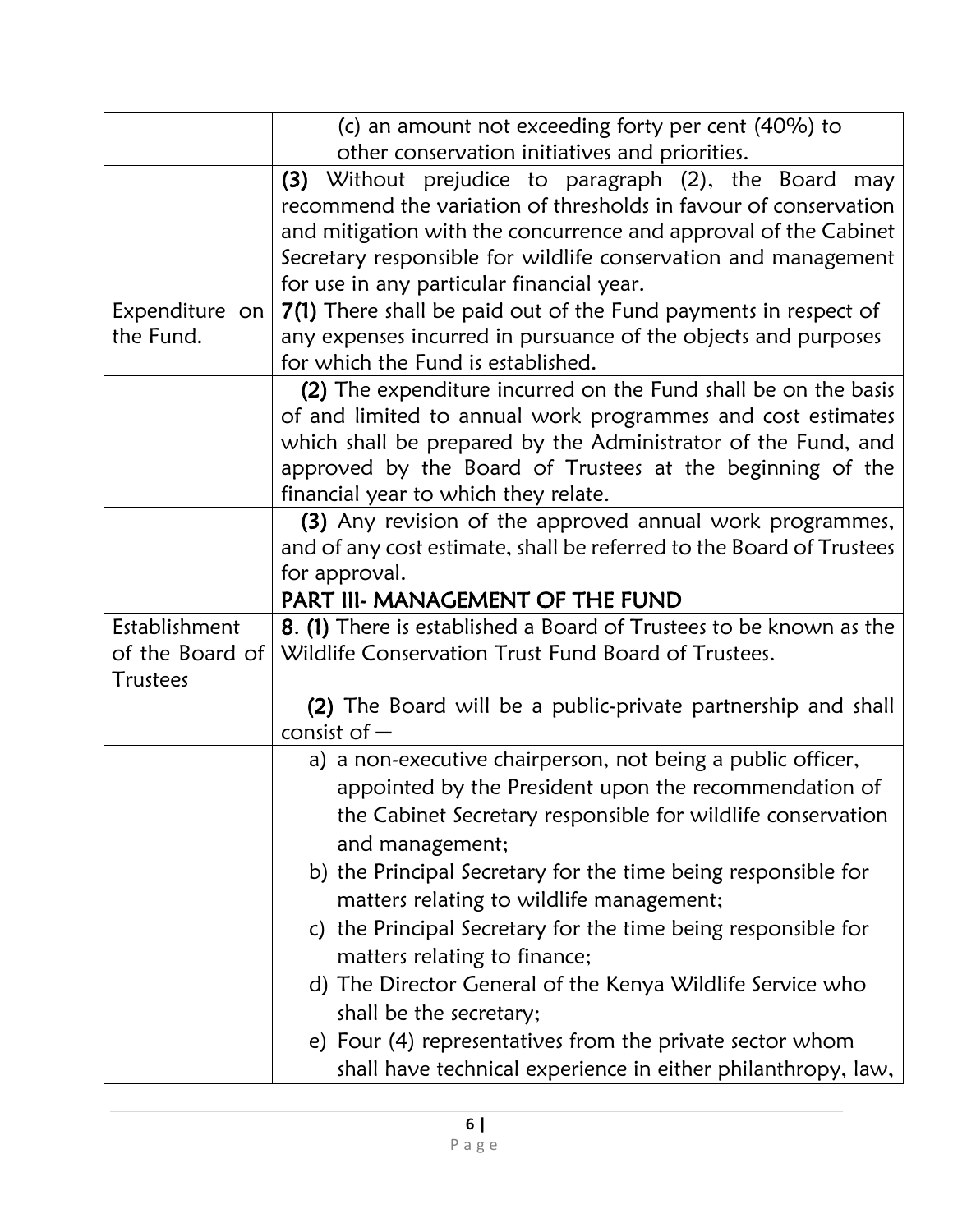| | |
|---|---|
| | (c) an amount not exceeding forty per cent (40%) to other conservation initiatives and priorities. |
| | **(3)** Without prejudice to paragraph (2), the Board may recommend the variation of thresholds in favour of conservation and mitigation with the concurrence and approval of the Cabinet Secretary responsible for wildlife conservation and management for use in any particular financial year. |
| Expenditure on the Fund. | **7(1)** There shall be paid out of the Fund payments in respect of any expenses incurred in pursuance of the objects and purposes for which the Fund is established. |
| | **(2)** The expenditure incurred on the Fund shall be on the basis of and limited to annual work programmes and cost estimates which shall be prepared by the Administrator of the Fund, and approved by the Board of Trustees at the beginning of the financial year to which they relate. |
| | **(3)** Any revision of the approved annual work programmes, and of any cost estimate, shall be referred to the Board of Trustees for approval. |
| | **PART III- MANAGEMENT OF THE FUND** |
| Establishment of the Board of Trustees | **8. (1)** There is established a Board of Trustees to be known as the Wildlife Conservation Trust Fund Board of Trustees. |
| | **(2)** The Board will be a public-private partnership and shall consist of — |
| | a) a non-executive chairperson, not being a public officer, appointed by the President upon the recommendation of the Cabinet Secretary responsible for wildlife conservation and management;<br>b) the Principal Secretary for the time being responsible for matters relating to wildlife management;<br>c) the Principal Secretary for the time being responsible for matters relating to finance;<br>d) The Director General of the Kenya Wildlife Service who shall be the secretary;<br>e) Four (4) representatives from the private sector whom shall have technical experience in either philanthropy, law, |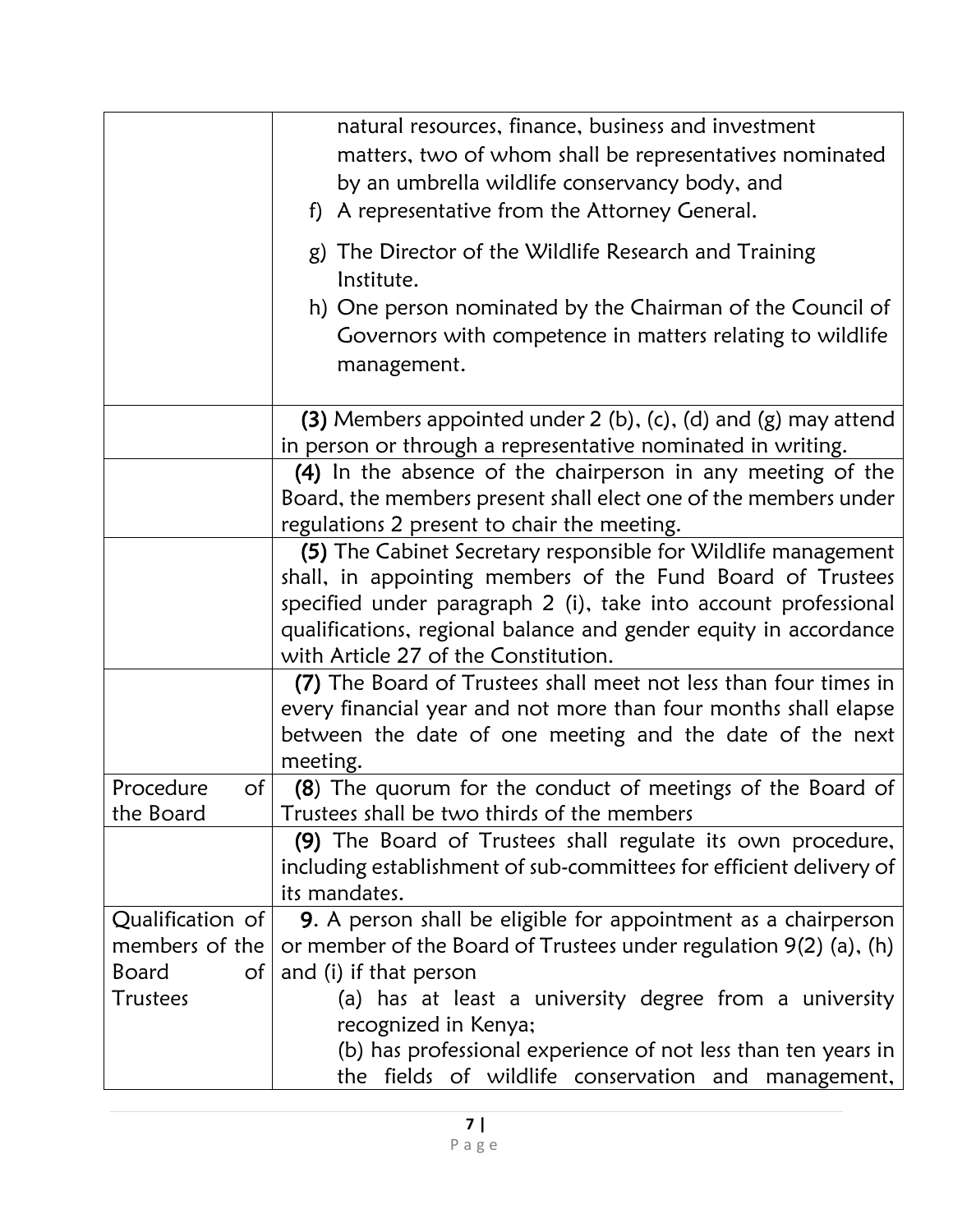| | |
|---|---|
| | natural resources, finance, business and investment matters, two of whom shall be representatives nominated by an umbrella wildlife conservancy body, and<br>f) A representative from the Attorney General.<br>g) The Director of the Wildlife Research and Training Institute.<br>h) One person nominated by the Chairman of the Council of Governors with competence in matters relating to wildlife management. |
| | **(3)** Members appointed under 2 (b), (c), (d) and (g) may attend in person or through a representative nominated in writing. |
| | **(4)** In the absence of the chairperson in any meeting of the Board, the members present shall elect one of the members under regulations 2 present to chair the meeting. |
| | **(5)** The Cabinet Secretary responsible for Wildlife management shall, in appointing members of the Fund Board of Trustees specified under paragraph 2 (i), take into account professional qualifications, regional balance and gender equity in accordance with Article 27 of the Constitution. |
| | **(7)** The Board of Trustees shall meet not less than four times in every financial year and not more than four months shall elapse between the date of one meeting and the date of the next meeting. |
| Procedure of the Board | **(8)** The quorum for the conduct of meetings of the Board of Trustees shall be two thirds of the members |
| | **(9)** The Board of Trustees shall regulate its own procedure, including establishment of sub-committees for efficient delivery of its mandates. |
| Qualification of members of the Board of Trustees | **9**. A person shall be eligible for appointment as a chairperson or member of the Board of Trustees under regulation 9(2) (a), (h) and (i) if that person<br>(a) has at least a university degree from a university recognized in Kenya;<br>(b) has professional experience of not less than ten years in the fields of wildlife conservation and management, |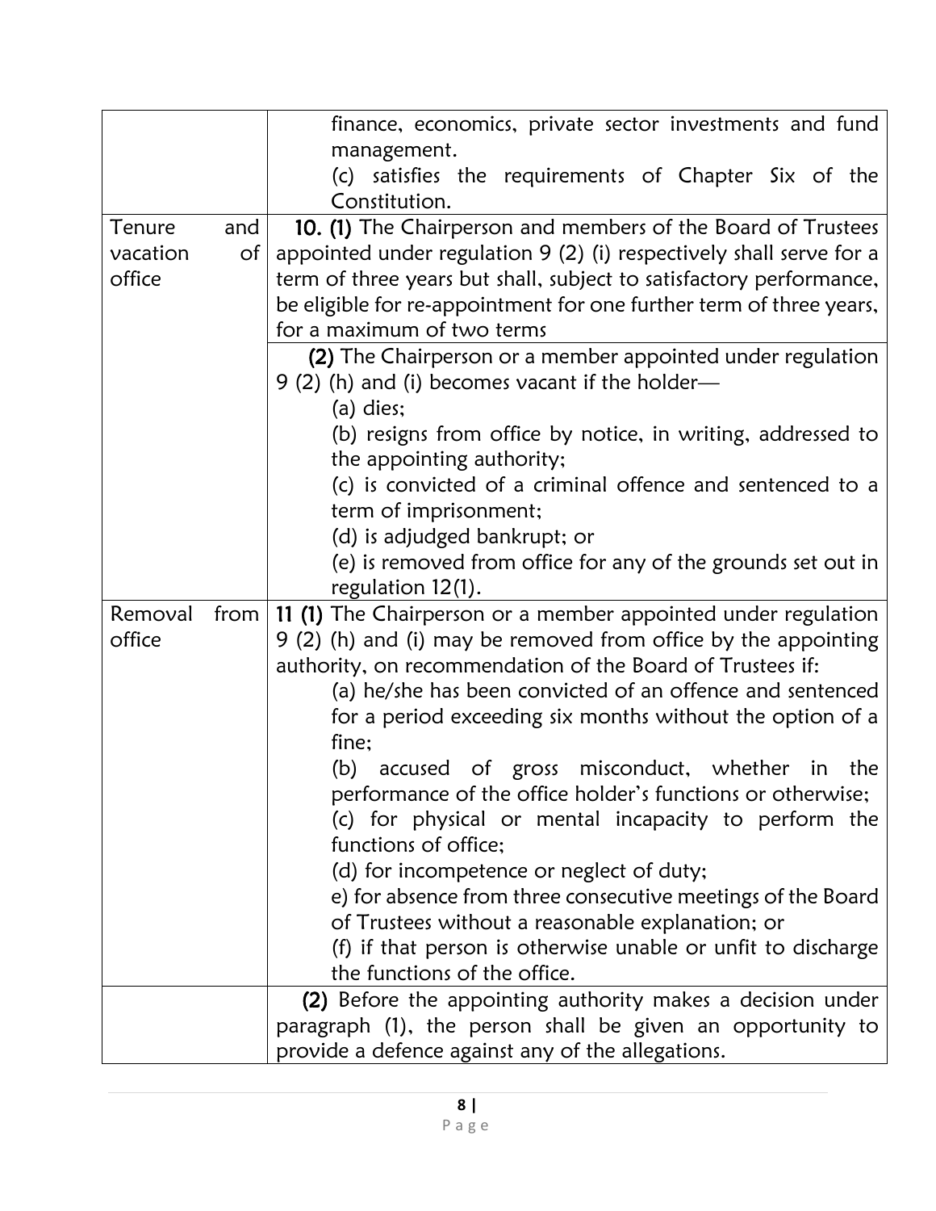| | |
|---|---|
| | finance, economics, private sector investments and fund management.<br>(c) satisfies the requirements of Chapter Six of the Constitution. |
| Tenure and vacation of office | **10. (1)** The Chairperson and members of the Board of Trustees appointed under regulation 9 (2) (i) respectively shall serve for a term of three years but shall, subject to satisfactory performance, be eligible for re-appointment for one further term of three years, for a maximum of two terms |
| | **(2)** The Chairperson or a member appointed under regulation 9 (2) (h) and (i) becomes vacant if the holder—<br>(a) dies;<br>(b) resigns from office by notice, in writing, addressed to the appointing authority;<br>(c) is convicted of a criminal offence and sentenced to a term of imprisonment;<br>(d) is adjudged bankrupt; or<br>(e) is removed from office for any of the grounds set out in regulation 12(1). |
| Removal from office | **11 (1)** The Chairperson or a member appointed under regulation 9 (2) (h) and (i) may be removed from office by the appointing authority, on recommendation of the Board of Trustees if:<br>(a) he/she has been convicted of an offence and sentenced for a period exceeding six months without the option of a fine;<br>(b) accused of gross misconduct, whether in the performance of the office holder's functions or otherwise;<br>(c) for physical or mental incapacity to perform the functions of office;<br>(d) for incompetence or neglect of duty;<br>e) for absence from three consecutive meetings of the Board of Trustees without a reasonable explanation; or<br>(f) if that person is otherwise unable or unfit to discharge the functions of the office. |
| | **(2)** Before the appointing authority makes a decision under paragraph (1), the person shall be given an opportunity to provide a defence against any of the allegations. |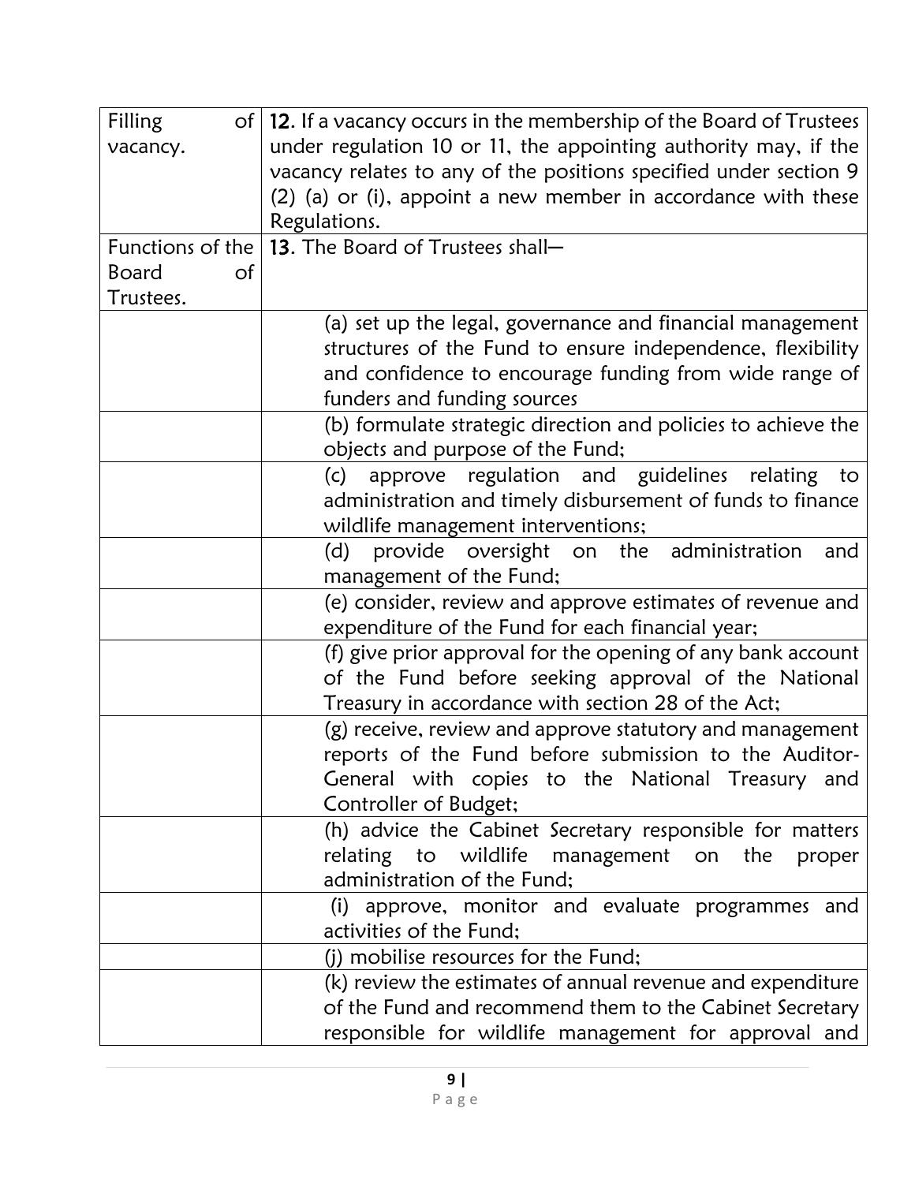| Filling of vacancy. | **12**. If a vacancy occurs in the membership of the Board of Trustees under regulation 10 or 11, the appointing authority may, if the vacancy relates to any of the positions specified under section 9 (2) (a) or (i), appoint a new member in accordance with these Regulations. |
|---|---|
| Functions of the Board of Trustees. | **13**. The Board of Trustees shall— |
| | (a) set up the legal, governance and financial management structures of the Fund to ensure independence, flexibility and confidence to encourage funding from wide range of funders and funding sources |
| | (b) formulate strategic direction and policies to achieve the objects and purpose of the Fund; |
| | (c) approve regulation and guidelines relating to administration and timely disbursement of funds to finance wildlife management interventions; |
| | (d) provide oversight on the administration and management of the Fund; |
| | (e) consider, review and approve estimates of revenue and expenditure of the Fund for each financial year; |
| | (f) give prior approval for the opening of any bank account of the Fund before seeking approval of the National Treasury in accordance with section 28 of the Act; |
| | (g) receive, review and approve statutory and management reports of the Fund before submission to the Auditor-General with copies to the National Treasury and Controller of Budget; |
| | (h) advice the Cabinet Secretary responsible for matters relating to wildlife management on the proper administration of the Fund; |
| | (i) approve, monitor and evaluate programmes and activities of the Fund; |
| | (j) mobilise resources for the Fund; |
| | (k) review the estimates of annual revenue and expenditure of the Fund and recommend them to the Cabinet Secretary responsible for wildlife management for approval and |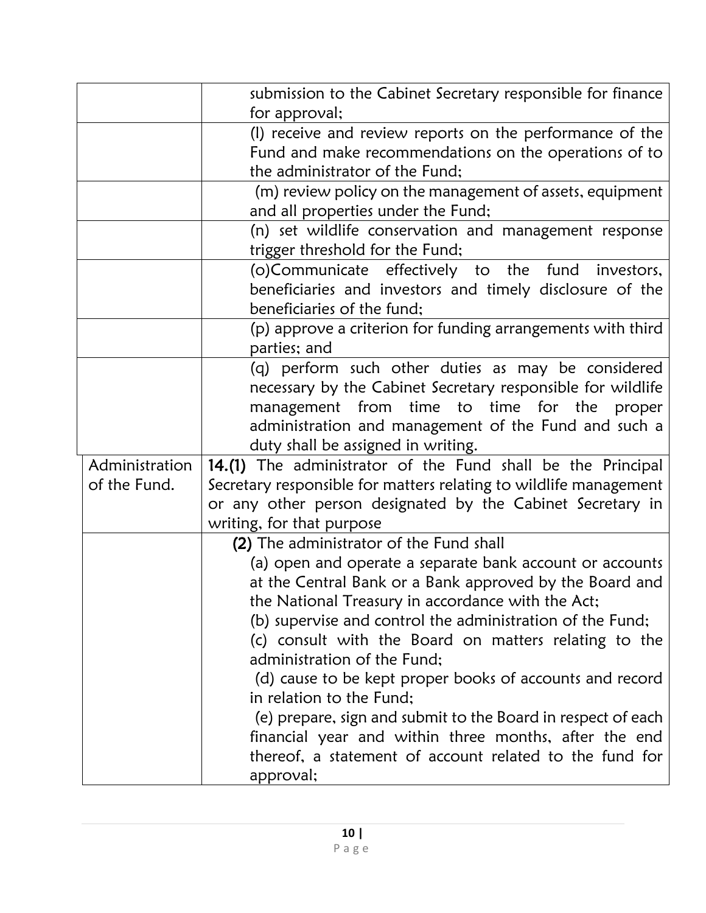| | |
|---|---|
| | submission to the Cabinet Secretary responsible for finance for approval; |
| | (l) receive and review reports on the performance of the Fund and make recommendations on the operations of to the administrator of the Fund; |
| | (m) review policy on the management of assets, equipment and all properties under the Fund; |
| | (n) set wildlife conservation and management response trigger threshold for the Fund; |
| | (o)Communicate effectively to the fund investors, beneficiaries and investors and timely disclosure of the beneficiaries of the fund; |
| | (p) approve a criterion for funding arrangements with third parties; and |
| | (q) perform such other duties as may be considered necessary by the Cabinet Secretary responsible for wildlife management from time to time for the proper administration and management of the Fund and such a duty shall be assigned in writing. |
| Administration of the Fund. | **14.(1)** The administrator of the Fund shall be the Principal Secretary responsible for matters relating to wildlife management or any other person designated by the Cabinet Secretary in writing, for that purpose |
| | **(2)** The administrator of the Fund shall<br>(a) open and operate a separate bank account or accounts at the Central Bank or a Bank approved by the Board and the National Treasury in accordance with the Act;<br>(b) supervise and control the administration of the Fund;<br>(c) consult with the Board on matters relating to the administration of the Fund;<br>(d) cause to be kept proper books of accounts and record in relation to the Fund;<br>(e) prepare, sign and submit to the Board in respect of each financial year and within three months, after the end thereof, a statement of account related to the fund for approval; |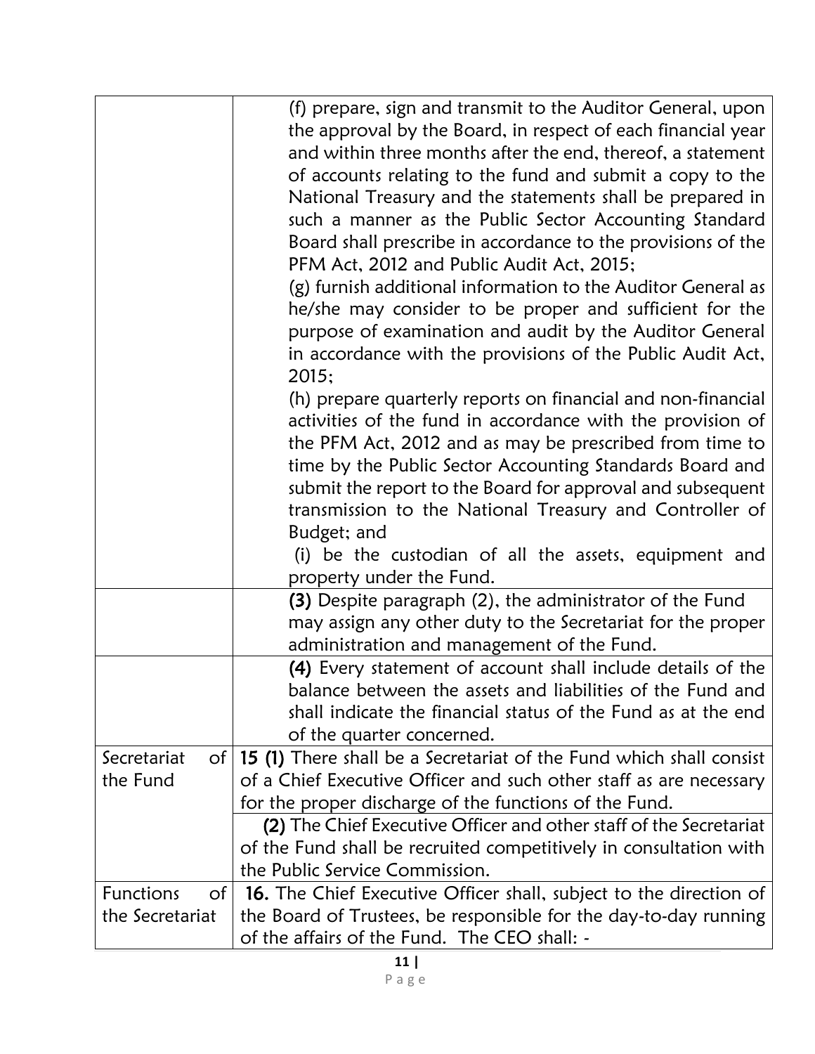| | |
|---|---|
| | (f) prepare, sign and transmit to the Auditor General, upon the approval by the Board, in respect of each financial year and within three months after the end, thereof, a statement of accounts relating to the fund and submit a copy to the National Treasury and the statements shall be prepared in such a manner as the Public Sector Accounting Standard Board shall prescribe in accordance to the provisions of the PFM Act, 2012 and Public Audit Act, 2015;<br>(g) furnish additional information to the Auditor General as he/she may consider to be proper and sufficient for the purpose of examination and audit by the Auditor General in accordance with the provisions of the Public Audit Act, 2015;<br>(h) prepare quarterly reports on financial and non-financial activities of the fund in accordance with the provision of the PFM Act, 2012 and as may be prescribed from time to time by the Public Sector Accounting Standards Board and submit the report to the Board for approval and subsequent transmission to the National Treasury and Controller of Budget; and<br>(i) be the custodian of all the assets, equipment and property under the Fund. |
| | **(3)** Despite paragraph (2), the administrator of the Fund may assign any other duty to the Secretariat for the proper administration and management of the Fund. |
| | **(4)** Every statement of account shall include details of the balance between the assets and liabilities of the Fund and shall indicate the financial status of the Fund as at the end of the quarter concerned. |
| Secretariat of the Fund | **15 (1)** There shall be a Secretariat of the Fund which shall consist of a Chief Executive Officer and such other staff as are necessary for the proper discharge of the functions of the Fund.<br>**(2)** The Chief Executive Officer and other staff of the Secretariat of the Fund shall be recruited competitively in consultation with the Public Service Commission. |
| Functions of the Secretariat | **16.** The Chief Executive Officer shall, subject to the direction of the Board of Trustees, be responsible for the day-to-day running of the affairs of the Fund. The CEO shall: - |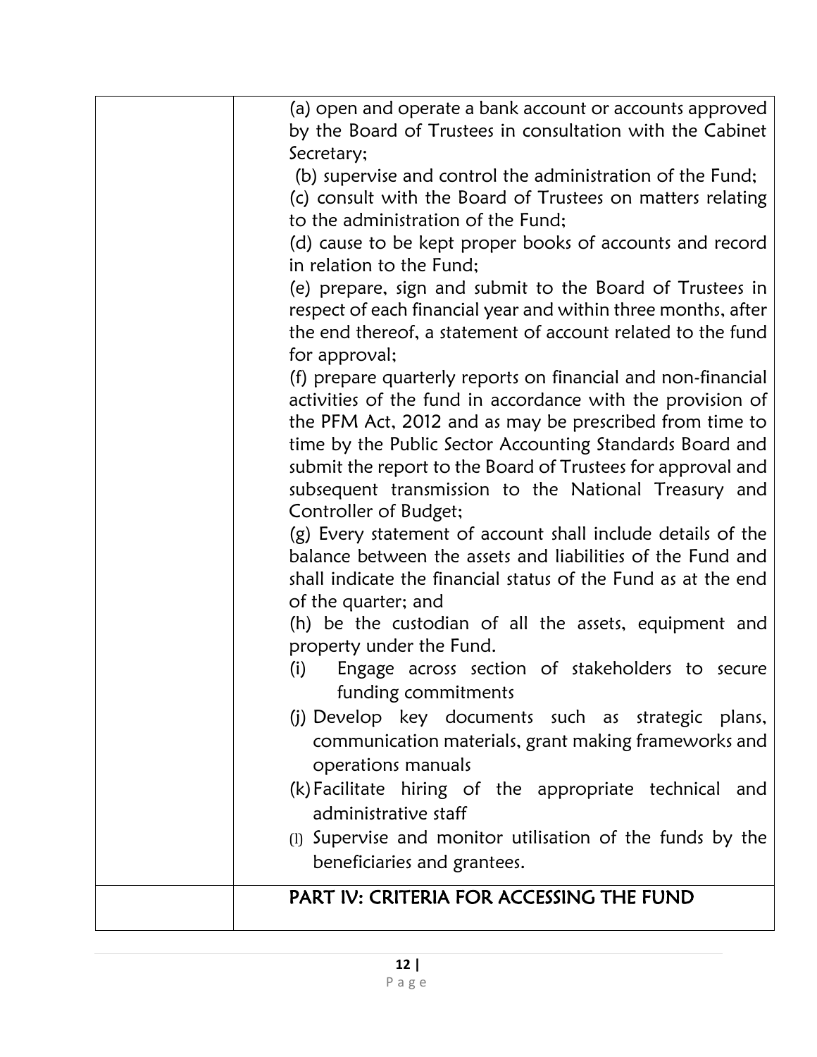| | |
|---|---|
| | (a) open and operate a bank account or accounts approved by the Board of Trustees in consultation with the Cabinet Secretary;<br>(b) supervise and control the administration of the Fund;<br>(c) consult with the Board of Trustees on matters relating to the administration of the Fund;<br>(d) cause to be kept proper books of accounts and record in relation to the Fund;<br>(e) prepare, sign and submit to the Board of Trustees in respect of each financial year and within three months, after the end thereof, a statement of account related to the fund for approval;<br>(f) prepare quarterly reports on financial and non-financial activities of the fund in accordance with the provision of the PFM Act, 2012 and as may be prescribed from time to time by the Public Sector Accounting Standards Board and submit the report to the Board of Trustees for approval and subsequent transmission to the National Treasury and Controller of Budget;<br>(g) Every statement of account shall include details of the balance between the assets and liabilities of the Fund and shall indicate the financial status of the Fund as at the end of the quarter; and<br>(h) be the custodian of all the assets, equipment and property under the Fund.<br>(i) Engage across section of stakeholders to secure funding commitments<br>(j) Develop key documents such as strategic plans, communication materials, grant making frameworks and operations manuals<br>(k) Facilitate hiring of the appropriate technical and administrative staff<br>(l) Supervise and monitor utilisation of the funds by the beneficiaries and grantees. |
| | **PART IV: CRITERIA FOR ACCESSING THE FUND** |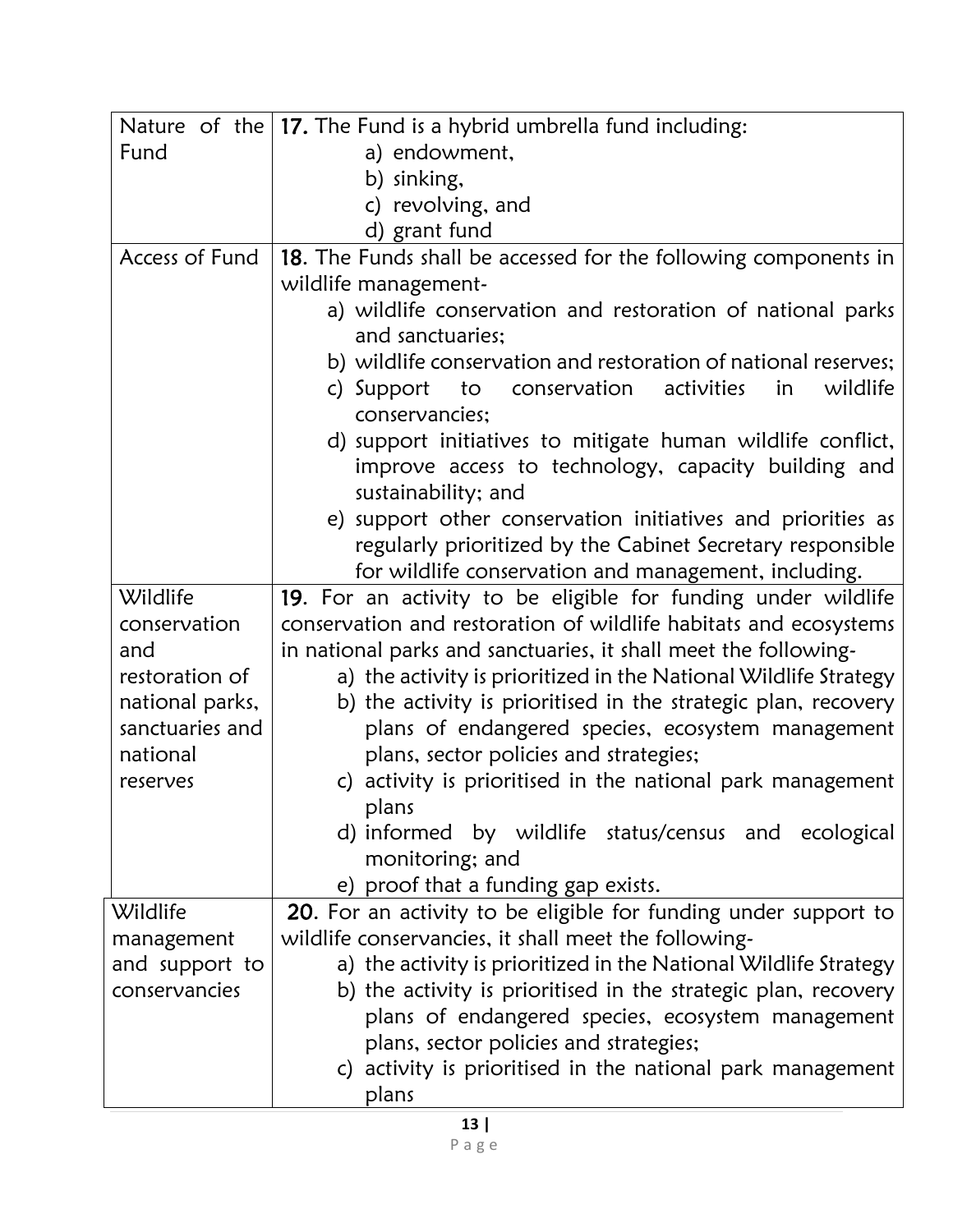| | |
|---|---|
| Nature of the Fund | **17.** The Fund is a hybrid umbrella fund including:<br>a) endowment,<br>b) sinking,<br>c) revolving, and<br>d) grant fund |
| Access of Fund | **18**. The Funds shall be accessed for the following components in wildlife management-<br>a) wildlife conservation and restoration of national parks and sanctuaries;<br>b) wildlife conservation and restoration of national reserves;<br>c) Support to conservation activities in wildlife conservancies;<br>d) support initiatives to mitigate human wildlife conflict, improve access to technology, capacity building and sustainability; and<br>e) support other conservation initiatives and priorities as regularly prioritized by the Cabinet Secretary responsible for wildlife conservation and management, including. |
| Wildlife conservation and restoration of national parks, sanctuaries and national reserves | **19**. For an activity to be eligible for funding under wildlife conservation and restoration of wildlife habitats and ecosystems in national parks and sanctuaries, it shall meet the following-<br>a) the activity is prioritized in the National Wildlife Strategy<br>b) the activity is prioritised in the strategic plan, recovery plans of endangered species, ecosystem management plans, sector policies and strategies;<br>c) activity is prioritised in the national park management plans<br>d) informed by wildlife status/census and ecological monitoring; and<br>e) proof that a funding gap exists. |
| Wildlife management and support to conservancies | **20**. For an activity to be eligible for funding under support to wildlife conservancies, it shall meet the following-<br>a) the activity is prioritized in the National Wildlife Strategy<br>b) the activity is prioritised in the strategic plan, recovery plans of endangered species, ecosystem management plans, sector policies and strategies;<br>c) activity is prioritised in the national park management plans |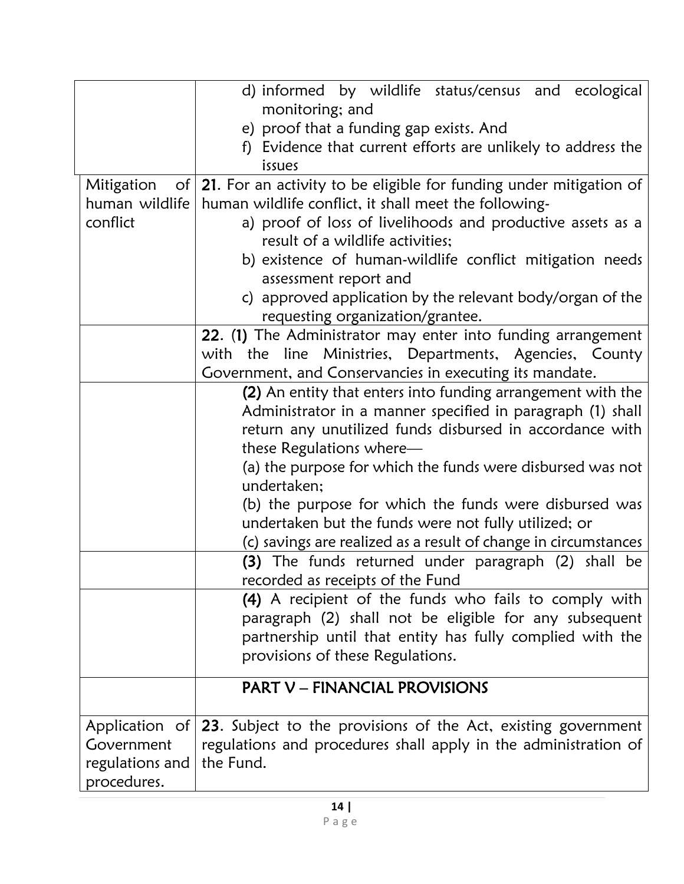| | |
|---|---|
| | d) informed by wildlife status/census and ecological monitoring; and<br>e) proof that a funding gap exists. And<br>f) Evidence that current efforts are unlikely to address the issues |
| Mitigation of human wildlife conflict | **21**. For an activity to be eligible for funding under mitigation of human wildlife conflict, it shall meet the following-<br>a) proof of loss of livelihoods and productive assets as a result of a wildlife activities;<br>b) existence of human-wildlife conflict mitigation needs assessment report and<br>c) approved application by the relevant body/organ of the requesting organization/grantee. |
| | **22**. **(1)** The Administrator may enter into funding arrangement with the line Ministries, Departments, Agencies, County Government, and Conservancies in executing its mandate. |
| | **(2)** An entity that enters into funding arrangement with the Administrator in a manner specified in paragraph (1) shall return any unutilized funds disbursed in accordance with these Regulations where—<br>(a) the purpose for which the funds were disbursed was not undertaken;<br>(b) the purpose for which the funds were disbursed was undertaken but the funds were not fully utilized; or<br>(c) savings are realized as a result of change in circumstances |
| | **(3)** The funds returned under paragraph (2) shall be recorded as receipts of the Fund |
| | **(4)** A recipient of the funds who fails to comply with paragraph (2) shall not be eligible for any subsequent partnership until that entity has fully complied with the provisions of these Regulations. |
| | **PART V – FINANCIAL PROVISIONS** |
| Application of Government regulations and procedures. | **23**. Subject to the provisions of the Act, existing government regulations and procedures shall apply in the administration of the Fund. |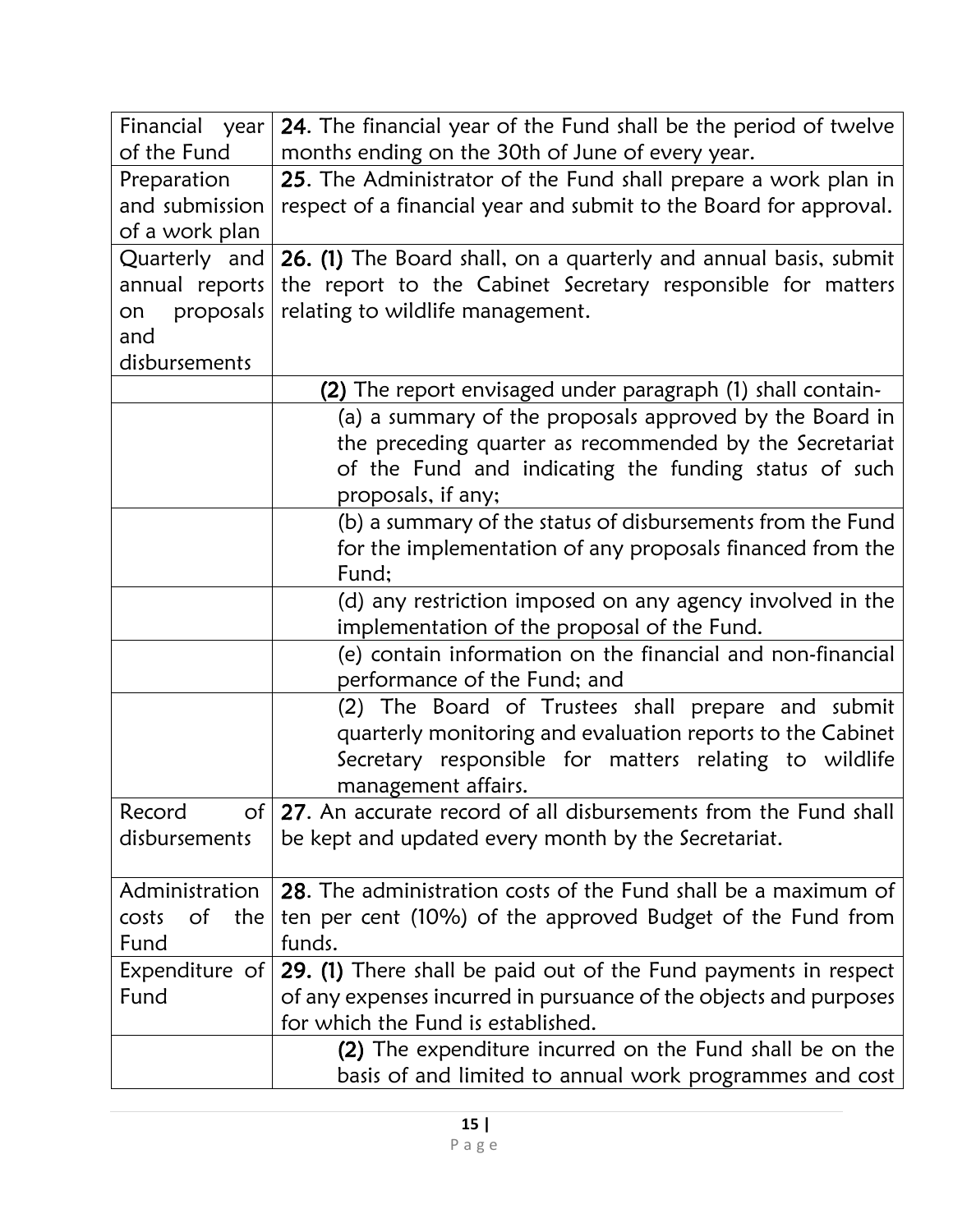| Financial year of the Fund | **24**. The financial year of the Fund shall be the period of twelve months ending on the 30th of June of every year. |
|---|---|
| Preparation and submission of a work plan | **25**. The Administrator of the Fund shall prepare a work plan in respect of a financial year and submit to the Board for approval. |
| Quarterly and annual reports on proposals and disbursements | **26. (1)** The Board shall, on a quarterly and annual basis, submit the report to the Cabinet Secretary responsible for matters relating to wildlife management. |
| | **(2)** The report envisaged under paragraph (1) shall contain- |
| | (a) a summary of the proposals approved by the Board in the preceding quarter as recommended by the Secretariat of the Fund and indicating the funding status of such proposals, if any; |
| | (b) a summary of the status of disbursements from the Fund for the implementation of any proposals financed from the Fund; |
| | (d) any restriction imposed on any agency involved in the implementation of the proposal of the Fund. |
| | (e) contain information on the financial and non-financial performance of the Fund; and |
| | (2) The Board of Trustees shall prepare and submit quarterly monitoring and evaluation reports to the Cabinet Secretary responsible for matters relating to wildlife management affairs. |
| Record of disbursements | **27**. An accurate record of all disbursements from the Fund shall be kept and updated every month by the Secretariat. |
| Administration costs of the Fund | **28**. The administration costs of the Fund shall be a maximum of ten per cent (10%) of the approved Budget of the Fund from funds. |
| Expenditure of Fund | **29. (1)** There shall be paid out of the Fund payments in respect of any expenses incurred in pursuance of the objects and purposes for which the Fund is established. |
| | **(2)** The expenditure incurred on the Fund shall be on the basis of and limited to annual work programmes and cost |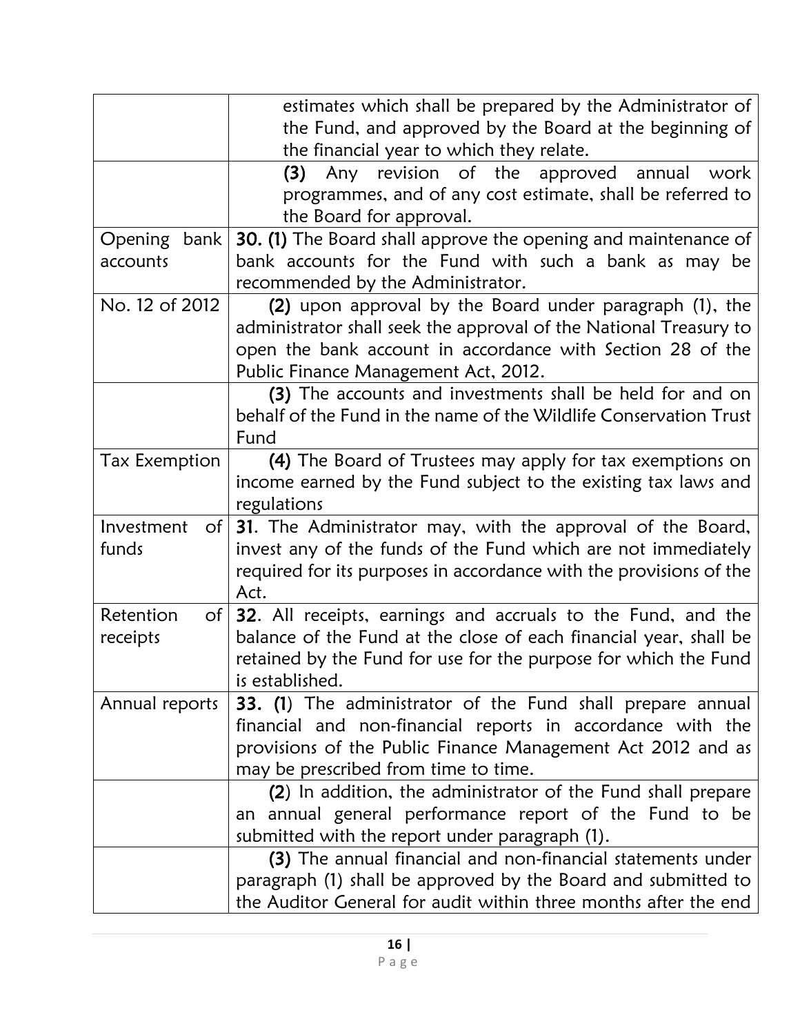| | |
|---|---|
| | estimates which shall be prepared by the Administrator of the Fund, and approved by the Board at the beginning of the financial year to which they relate. |
| | **(3)** Any revision of the approved annual work programmes, and of any cost estimate, shall be referred to the Board for approval. |
| Opening bank accounts | **30. (1)** The Board shall approve the opening and maintenance of bank accounts for the Fund with such a bank as may be recommended by the Administrator. |
| No. 12 of 2012 | **(2)** upon approval by the Board under paragraph (1), the administrator shall seek the approval of the National Treasury to open the bank account in accordance with Section 28 of the Public Finance Management Act, 2012. |
| | **(3)** The accounts and investments shall be held for and on behalf of the Fund in the name of the Wildlife Conservation Trust Fund |
| Tax Exemption | **(4)** The Board of Trustees may apply for tax exemptions on income earned by the Fund subject to the existing tax laws and regulations |
| Investment of funds | **31**. The Administrator may, with the approval of the Board, invest any of the funds of the Fund which are not immediately required for its purposes in accordance with the provisions of the Act. |
| Retention of receipts | **32**. All receipts, earnings and accruals to the Fund, and the balance of the Fund at the close of each financial year, shall be retained by the Fund for use for the purpose for which the Fund is established. |
| Annual reports | **33. (1**) The administrator of the Fund shall prepare annual financial and non-financial reports in accordance with the provisions of the Public Finance Management Act 2012 and as may be prescribed from time to time. |
| | **(2**) In addition, the administrator of the Fund shall prepare an annual general performance report of the Fund to be submitted with the report under paragraph (1). |
| | **(3)** The annual financial and non-financial statements under paragraph (1) shall be approved by the Board and submitted to the Auditor General for audit within three months after the end |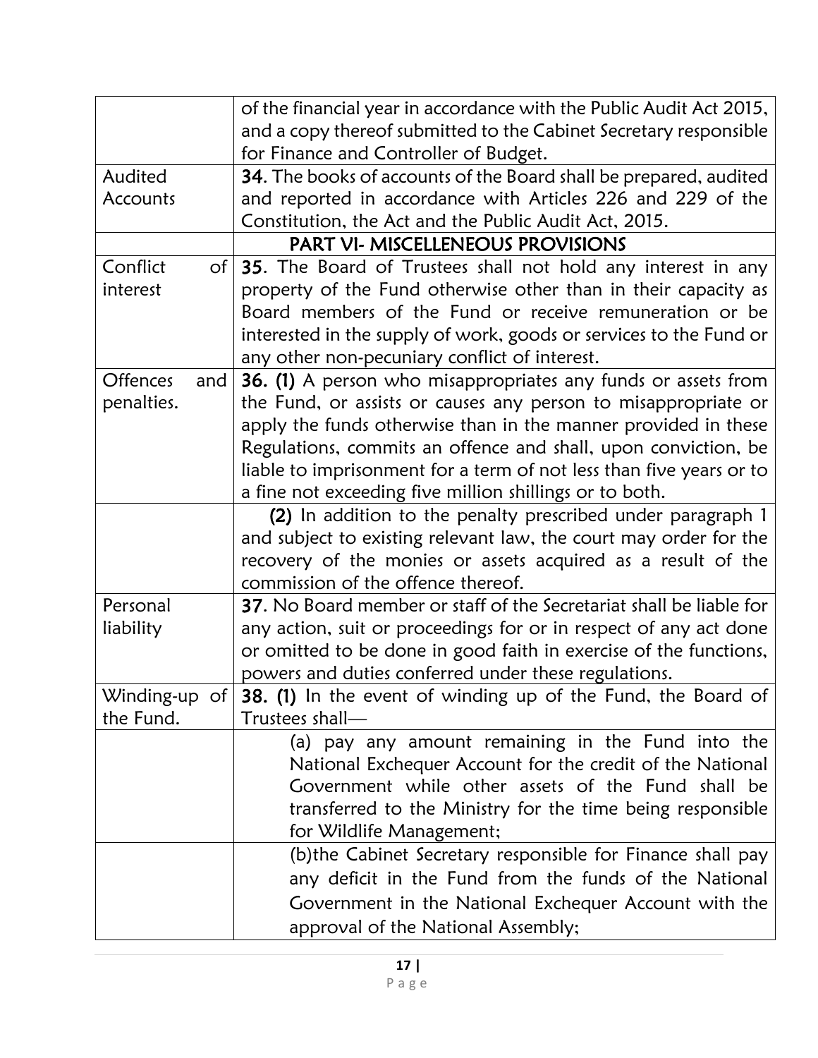| | |
|---|---|
| | of the financial year in accordance with the Public Audit Act 2015, and a copy thereof submitted to the Cabinet Secretary responsible for Finance and Controller of Budget. |
| Audited Accounts | **34**. The books of accounts of the Board shall be prepared, audited and reported in accordance with Articles 226 and 229 of the Constitution, the Act and the Public Audit Act, 2015. |
| | **PART VI- MISCELLENEOUS PROVISIONS** |
| Conflict of interest | **35**. The Board of Trustees shall not hold any interest in any property of the Fund otherwise other than in their capacity as Board members of the Fund or receive remuneration or be interested in the supply of work, goods or services to the Fund or any other non-pecuniary conflict of interest. |
| Offences and penalties. | **36. (1)** A person who misappropriates any funds or assets from the Fund, or assists or causes any person to misappropriate or apply the funds otherwise than in the manner provided in these Regulations, commits an offence and shall, upon conviction, be liable to imprisonment for a term of not less than five years or to a fine not exceeding five million shillings or to both. |
| | **(2)** In addition to the penalty prescribed under paragraph 1 and subject to existing relevant law, the court may order for the recovery of the monies or assets acquired as a result of the commission of the offence thereof. |
| Personal liability | **37**. No Board member or staff of the Secretariat shall be liable for any action, suit or proceedings for or in respect of any act done or omitted to be done in good faith in exercise of the functions, powers and duties conferred under these regulations. |
| Winding-up of the Fund. | **38. (1)** In the event of winding up of the Fund, the Board of Trustees shall— |
| | (a) pay any amount remaining in the Fund into the National Exchequer Account for the credit of the National Government while other assets of the Fund shall be transferred to the Ministry for the time being responsible for Wildlife Management; |
| | (b)the Cabinet Secretary responsible for Finance shall pay any deficit in the Fund from the funds of the National Government in the National Exchequer Account with the approval of the National Assembly; |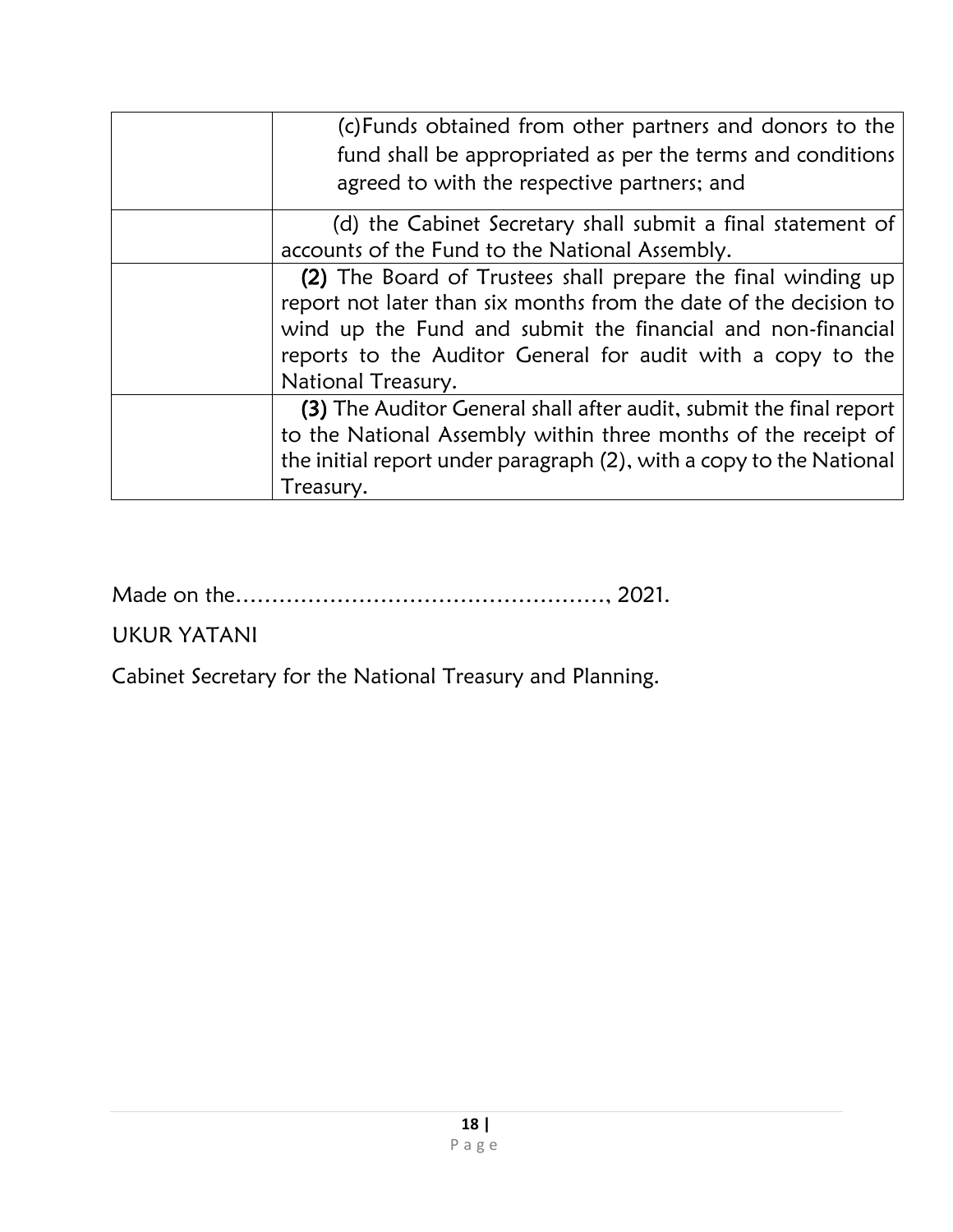| | |
|---|---|
| | (c)Funds obtained from other partners and donors to the fund shall be appropriated as per the terms and conditions agreed to with the respective partners; and |
| | (d) the Cabinet Secretary shall submit a final statement of accounts of the Fund to the National Assembly. |
| | **(2)** The Board of Trustees shall prepare the final winding up report not later than six months from the date of the decision to wind up the Fund and submit the financial and non-financial reports to the Auditor General for audit with a copy to the National Treasury. |
| | **(3)** The Auditor General shall after audit, submit the final report to the National Assembly within three months of the receipt of the initial report under paragraph (2), with a copy to the National Treasury. |

Made on the……………………………………………, 2021.

UKUR YATANI

Cabinet Secretary for the National Treasury and Planning.